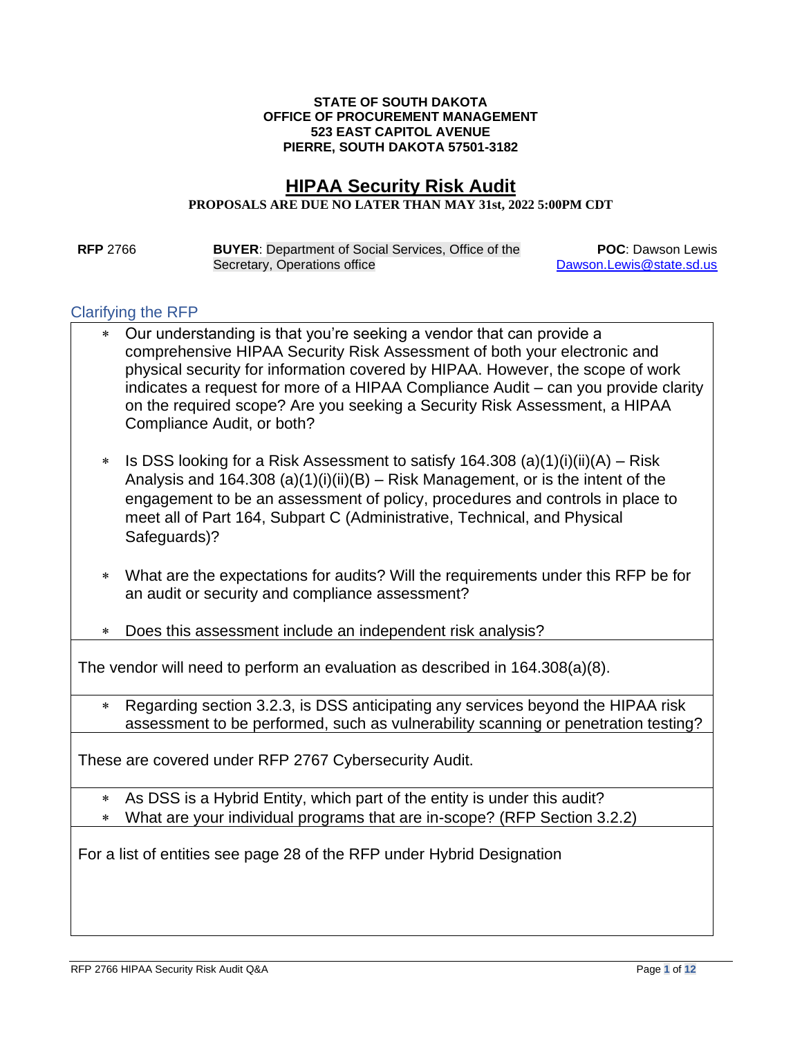**STATE OF SOUTH DAKOTA**
**OFFICE OF PROCUREMENT MANAGEMENT**
**523 EAST CAPITOL AVENUE**
**PIERRE, SOUTH DAKOTA 57501-3182**

# HIPAA Security Risk Audit

**PROPOSALS ARE DUE NO LATER THAN MAY 31st, 2022 5:00PM CDT**

**RFP** 2766 | **BUYER**: Department of Social Services, Office of the Secretary, Operations office | **POC**: Dawson Lewis Dawson.Lewis@state.sd.us

## Clarifying the RFP

* Our understanding is that you're seeking a vendor that can provide a comprehensive HIPAA Security Risk Assessment of both your electronic and physical security for information covered by HIPAA. However, the scope of work indicates a request for more of a HIPAA Compliance Audit – can you provide clarity on the required scope? Are you seeking a Security Risk Assessment, a HIPAA Compliance Audit, or both?
* Is DSS looking for a Risk Assessment to satisfy 164.308 (a)(1)(i)(ii)(A) – Risk Analysis and 164.308 (a)(1)(i)(ii)(B) – Risk Management, or is the intent of the engagement to be an assessment of policy, procedures and controls in place to meet all of Part 164, Subpart C (Administrative, Technical, and Physical Safeguards)?
* What are the expectations for audits? Will the requirements under this RFP be for an audit or security and compliance assessment?
* Does this assessment include an independent risk analysis?

The vendor will need to perform an evaluation as described in 164.308(a)(8).

* Regarding section 3.2.3, is DSS anticipating any services beyond the HIPAA risk assessment to be performed, such as vulnerability scanning or penetration testing?

These are covered under RFP 2767 Cybersecurity Audit.

* As DSS is a Hybrid Entity, which part of the entity is under this audit?
* What are your individual programs that are in-scope? (RFP Section 3.2.2)

For a list of entities see page 28 of the RFP under Hybrid Designation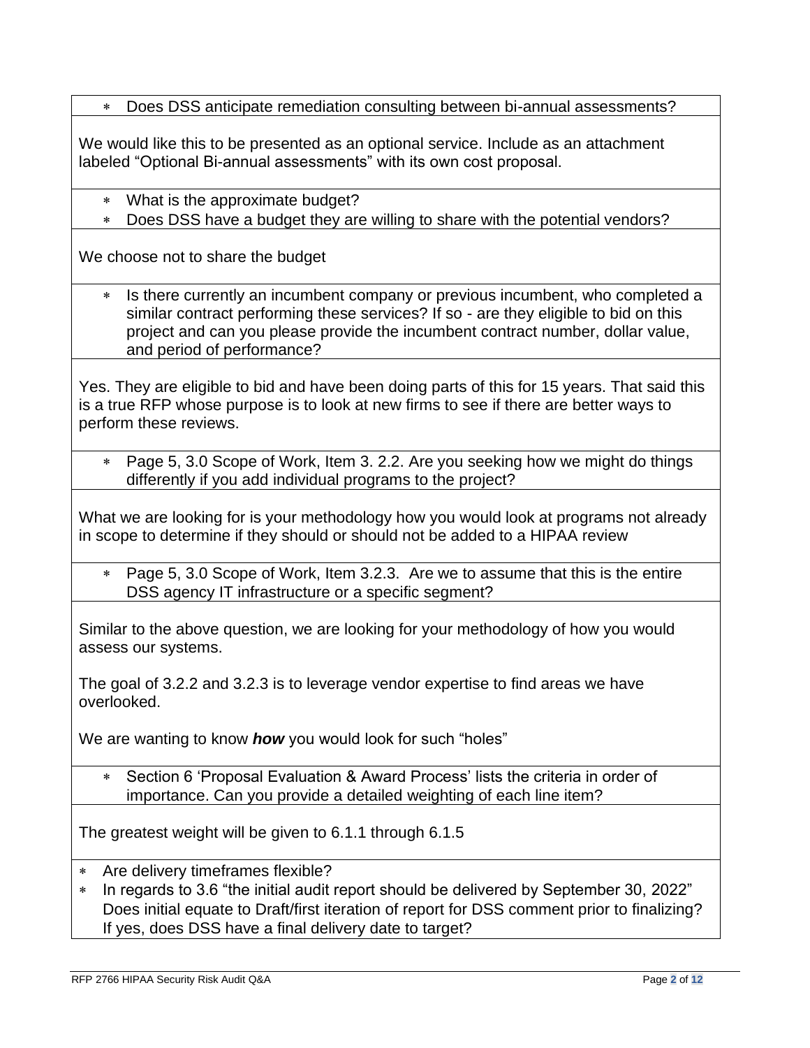- Does DSS anticipate remediation consulting between bi-annual assessments?

We would like this to be presented as an optional service. Include as an attachment labeled "Optional Bi-annual assessments" with its own cost proposal.

- What is the approximate budget?
- Does DSS have a budget they are willing to share with the potential vendors?

We choose not to share the budget

- Is there currently an incumbent company or previous incumbent, who completed a similar contract performing these services? If so - are they eligible to bid on this project and can you please provide the incumbent contract number, dollar value, and period of performance?

Yes. They are eligible to bid and have been doing parts of this for 15 years. That said this is a true RFP whose purpose is to look at new firms to see if there are better ways to perform these reviews.

- Page 5, 3.0 Scope of Work, Item 3. 2.2. Are you seeking how we might do things differently if you add individual programs to the project?

What we are looking for is your methodology how you would look at programs not already in scope to determine if they should or should not be added to a HIPAA review

- Page 5, 3.0 Scope of Work, Item 3.2.3. Are we to assume that this is the entire DSS agency IT infrastructure or a specific segment?

Similar to the above question, we are looking for your methodology of how you would assess our systems.

The goal of 3.2.2 and 3.2.3 is to leverage vendor expertise to find areas we have overlooked.

We are wanting to know ***how*** you would look for such "holes"

- Section 6 'Proposal Evaluation & Award Process' lists the criteria in order of importance. Can you provide a detailed weighting of each line item?

The greatest weight will be given to 6.1.1 through 6.1.5

- Are delivery timeframes flexible?
- In regards to 3.6 "the initial audit report should be delivered by September 30, 2022" Does initial equate to Draft/first iteration of report for DSS comment prior to finalizing? If yes, does DSS have a final delivery date to target?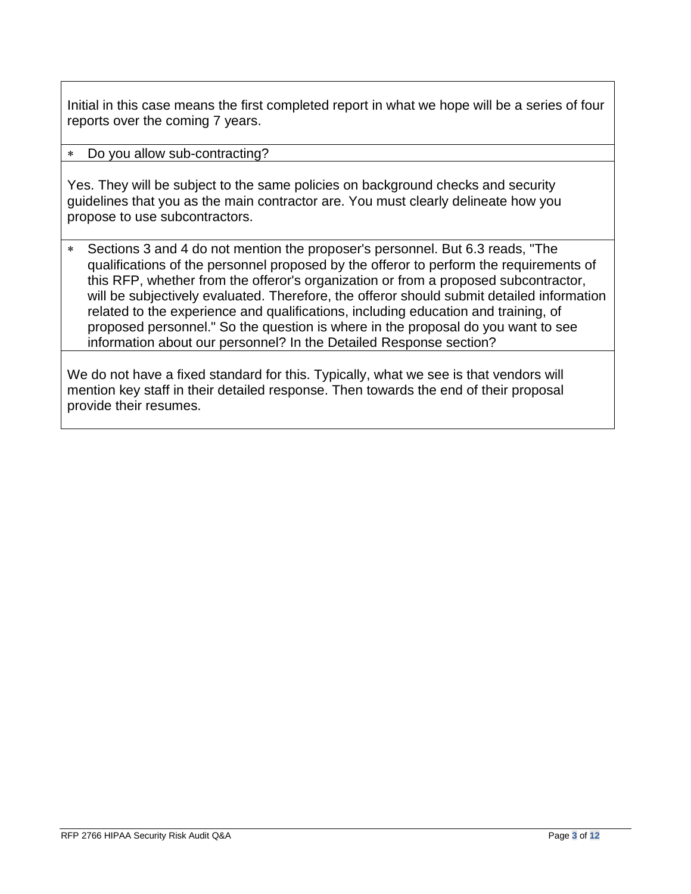Initial in this case means the first completed report in what we hope will be a series of four reports over the coming 7 years.

* Do you allow sub-contracting?

Yes. They will be subject to the same policies on background checks and security guidelines that you as the main contractor are. You must clearly delineate how you propose to use subcontractors.

* Sections 3 and 4 do not mention the proposer's personnel. But 6.3 reads, "The qualifications of the personnel proposed by the offeror to perform the requirements of this RFP, whether from the offeror's organization or from a proposed subcontractor, will be subjectively evaluated. Therefore, the offeror should submit detailed information related to the experience and qualifications, including education and training, of proposed personnel." So the question is where in the proposal do you want to see information about our personnel? In the Detailed Response section?

We do not have a fixed standard for this. Typically, what we see is that vendors will mention key staff in their detailed response. Then towards the end of their proposal provide their resumes.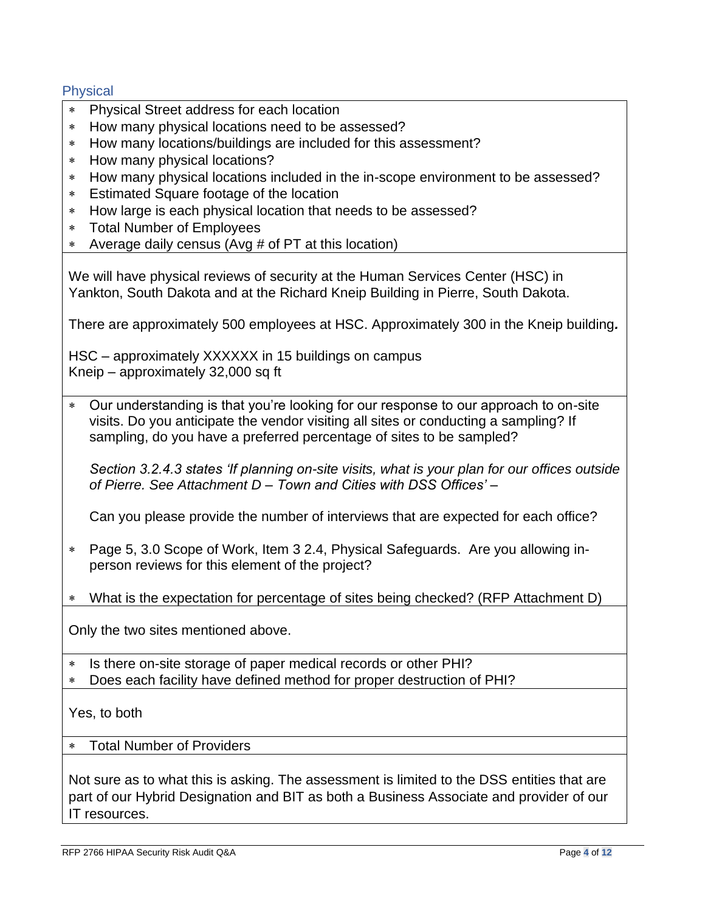## Physical

* Physical Street address for each location
* How many physical locations need to be assessed?
* How many locations/buildings are included for this assessment?
* How many physical locations?
* How many physical locations included in the in-scope environment to be assessed?
* Estimated Square footage of the location
* How large is each physical location that needs to be assessed?
* Total Number of Employees
* Average daily census (Avg # of PT at this location)

We will have physical reviews of security at the Human Services Center (HSC) in Yankton, South Dakota and at the Richard Kneip Building in Pierre, South Dakota.

There are approximately 500 employees at HSC. Approximately 300 in the Kneip building.

HSC – approximately XXXXXX in 15 buildings on campus
Kneip – approximately 32,000 sq ft

* Our understanding is that you're looking for our response to our approach to on-site visits. Do you anticipate the vendor visiting all sites or conducting a sampling? If sampling, do you have a preferred percentage of sites to be sampled?

  *Section 3.2.4.3 states 'If planning on-site visits, what is your plan for our offices outside of Pierre. See Attachment D – Town and Cities with DSS Offices'* –

  Can you please provide the number of interviews that are expected for each office?

* Page 5, 3.0 Scope of Work, Item 3 2.4, Physical Safeguards. Are you allowing in-person reviews for this element of the project?

* What is the expectation for percentage of sites being checked? (RFP Attachment D)

Only the two sites mentioned above.

* Is there on-site storage of paper medical records or other PHI?
* Does each facility have defined method for proper destruction of PHI?

Yes, to both

* Total Number of Providers

Not sure as to what this is asking. The assessment is limited to the DSS entities that are part of our Hybrid Designation and BIT as both a Business Associate and provider of our IT resources.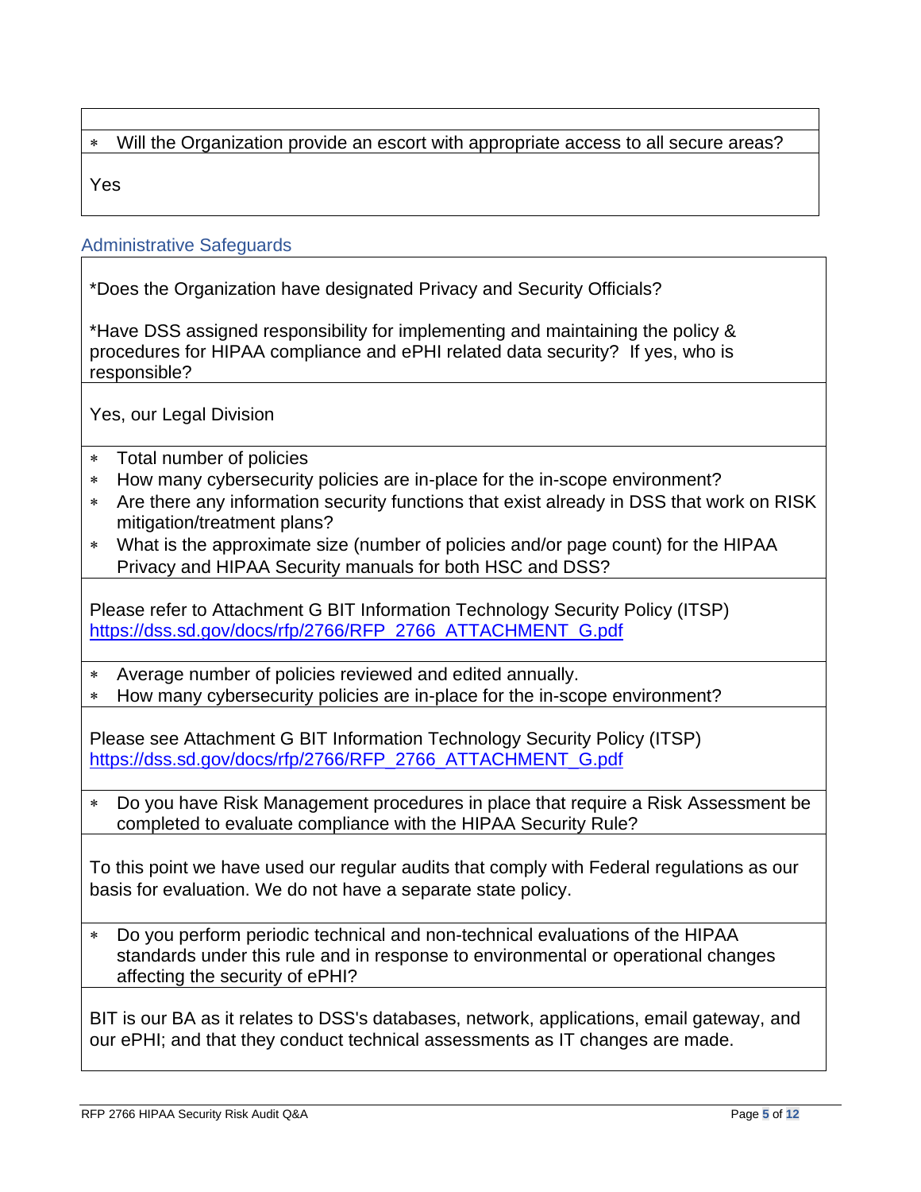- Will the Organization provide an escort with appropriate access to all secure areas?

Yes

## Administrative Safeguards

*Does the Organization have designated Privacy and Security Officials?

*Have DSS assigned responsibility for implementing and maintaining the policy & procedures for HIPAA compliance and ePHI related data security? If yes, who is responsible?

Yes, our Legal Division

- Total number of policies
- How many cybersecurity policies are in-place for the in-scope environment?
- Are there any information security functions that exist already in DSS that work on RISK mitigation/treatment plans?
- What is the approximate size (number of policies and/or page count) for the HIPAA Privacy and HIPAA Security manuals for both HSC and DSS?

Please refer to Attachment G BIT Information Technology Security Policy (ITSP) https://dss.sd.gov/docs/rfp/2766/RFP_2766_ATTACHMENT_G.pdf

- Average number of policies reviewed and edited annually.
- How many cybersecurity policies are in-place for the in-scope environment?

Please see Attachment G BIT Information Technology Security Policy (ITSP) https://dss.sd.gov/docs/rfp/2766/RFP_2766_ATTACHMENT_G.pdf

- Do you have Risk Management procedures in place that require a Risk Assessment be completed to evaluate compliance with the HIPAA Security Rule?

To this point we have used our regular audits that comply with Federal regulations as our basis for evaluation. We do not have a separate state policy.

- Do you perform periodic technical and non-technical evaluations of the HIPAA standards under this rule and in response to environmental or operational changes affecting the security of ePHI?

BIT is our BA as it relates to DSS's databases, network, applications, email gateway, and our ePHI; and that they conduct technical assessments as IT changes are made.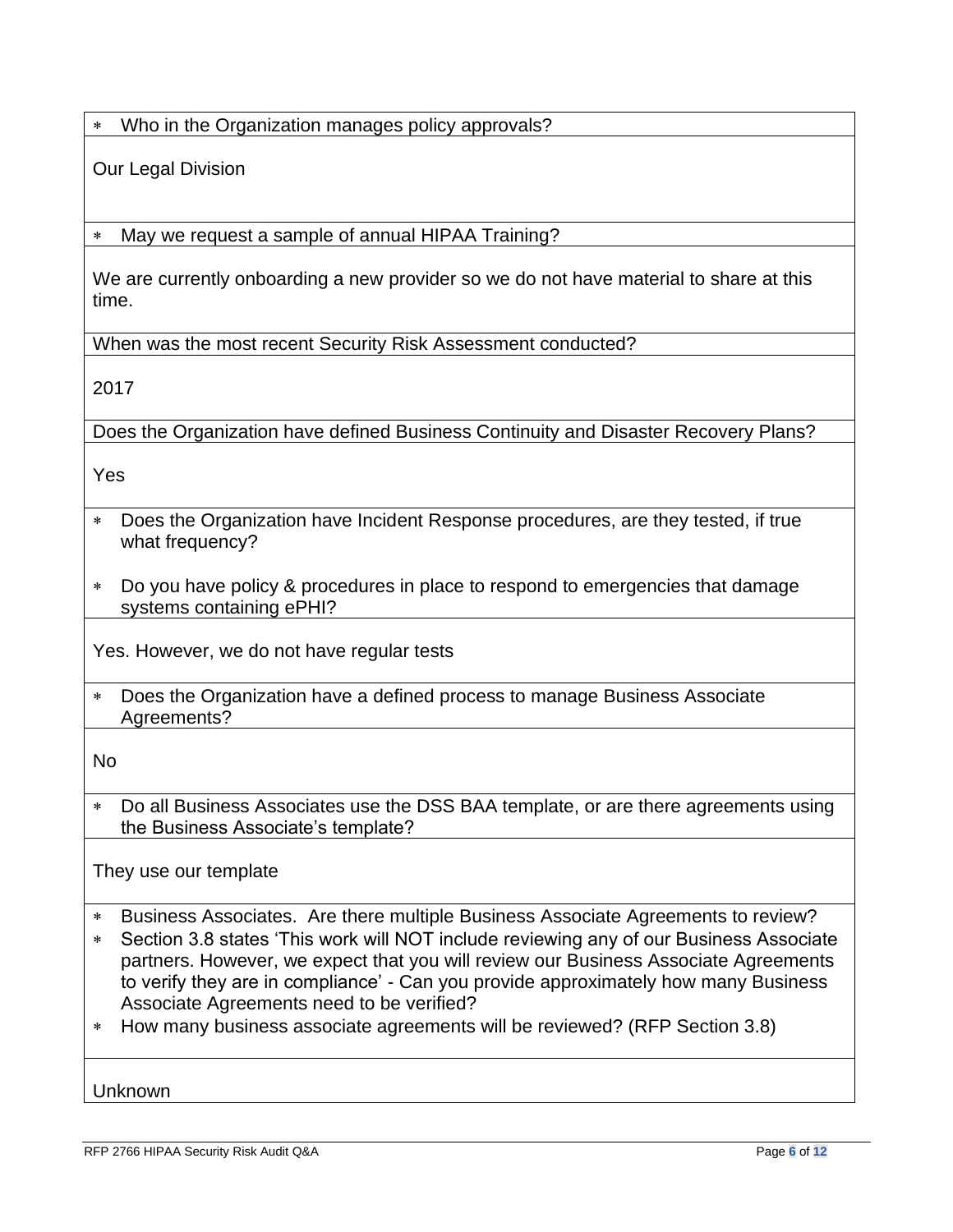* Who in the Organization manages policy approvals?

Our Legal Division

* May we request a sample of annual HIPAA Training?

We are currently onboarding a new provider so we do not have material to share at this time.

When was the most recent Security Risk Assessment conducted?

2017

Does the Organization have defined Business Continuity and Disaster Recovery Plans?

Yes

* Does the Organization have Incident Response procedures, are they tested, if true what frequency?
* Do you have policy & procedures in place to respond to emergencies that damage systems containing ePHI?

Yes. However, we do not have regular tests

* Does the Organization have a defined process to manage Business Associate Agreements?

No

* Do all Business Associates use the DSS BAA template, or are there agreements using the Business Associate's template?

They use our template

* Business Associates. Are there multiple Business Associate Agreements to review?
* Section 3.8 states 'This work will NOT include reviewing any of our Business Associate partners. However, we expect that you will review our Business Associate Agreements to verify they are in compliance' - Can you provide approximately how many Business Associate Agreements need to be verified?
* How many business associate agreements will be reviewed? (RFP Section 3.8)

Unknown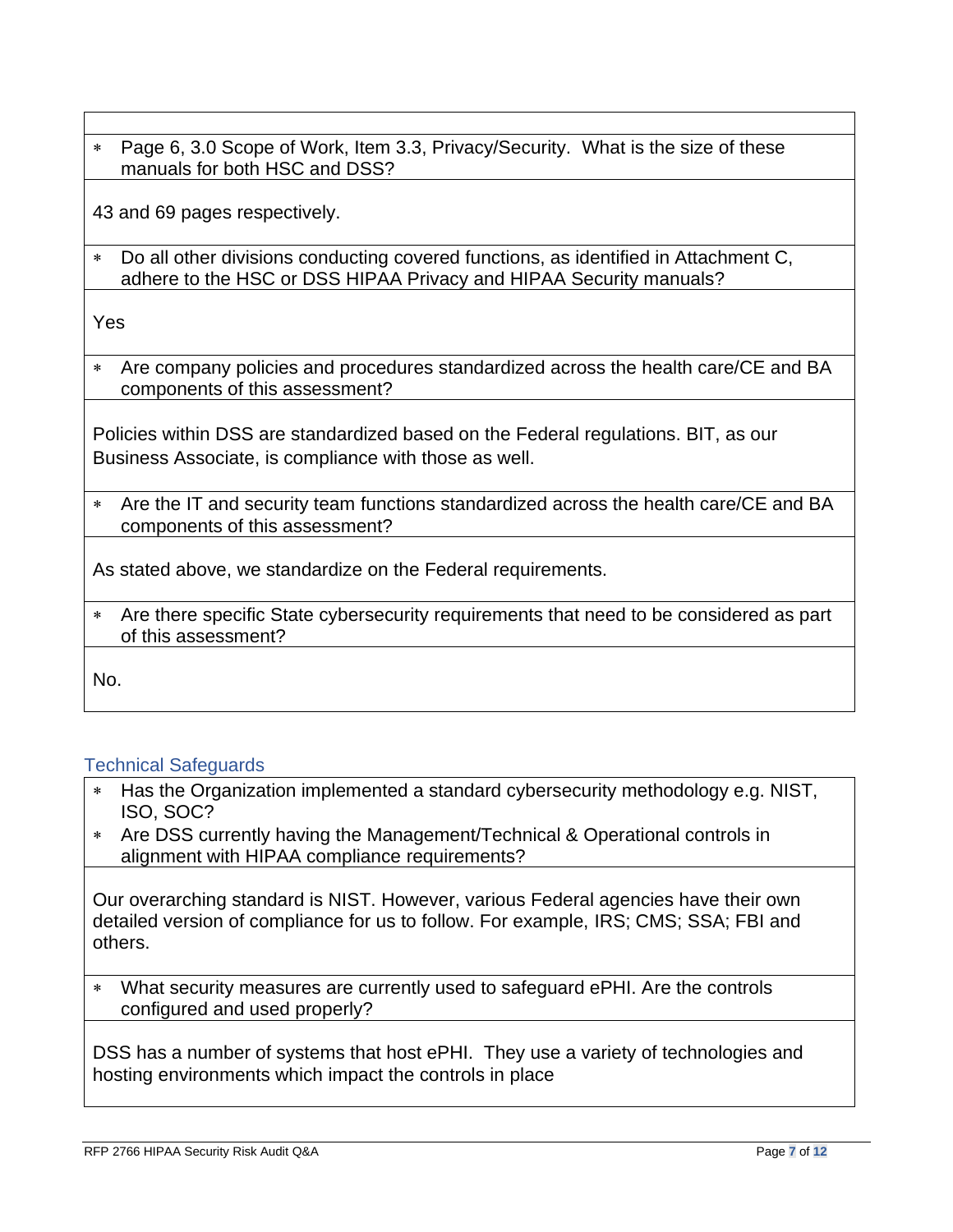- Page 6, 3.0 Scope of Work, Item 3.3, Privacy/Security. What is the size of these manuals for both HSC and DSS?

43 and 69 pages respectively.

- Do all other divisions conducting covered functions, as identified in Attachment C, adhere to the HSC or DSS HIPAA Privacy and HIPAA Security manuals?

Yes

- Are company policies and procedures standardized across the health care/CE and BA components of this assessment?

Policies within DSS are standardized based on the Federal regulations. BIT, as our Business Associate, is compliance with those as well.

- Are the IT and security team functions standardized across the health care/CE and BA components of this assessment?

As stated above, we standardize on the Federal requirements.

- Are there specific State cybersecurity requirements that need to be considered as part of this assessment?

No.

## Technical Safeguards

- Has the Organization implemented a standard cybersecurity methodology e.g. NIST, ISO, SOC?
- Are DSS currently having the Management/Technical & Operational controls in alignment with HIPAA compliance requirements?

Our overarching standard is NIST. However, various Federal agencies have their own detailed version of compliance for us to follow. For example, IRS; CMS; SSA; FBI and others.

- What security measures are currently used to safeguard ePHI. Are the controls configured and used properly?

DSS has a number of systems that host ePHI. They use a variety of technologies and hosting environments which impact the controls in place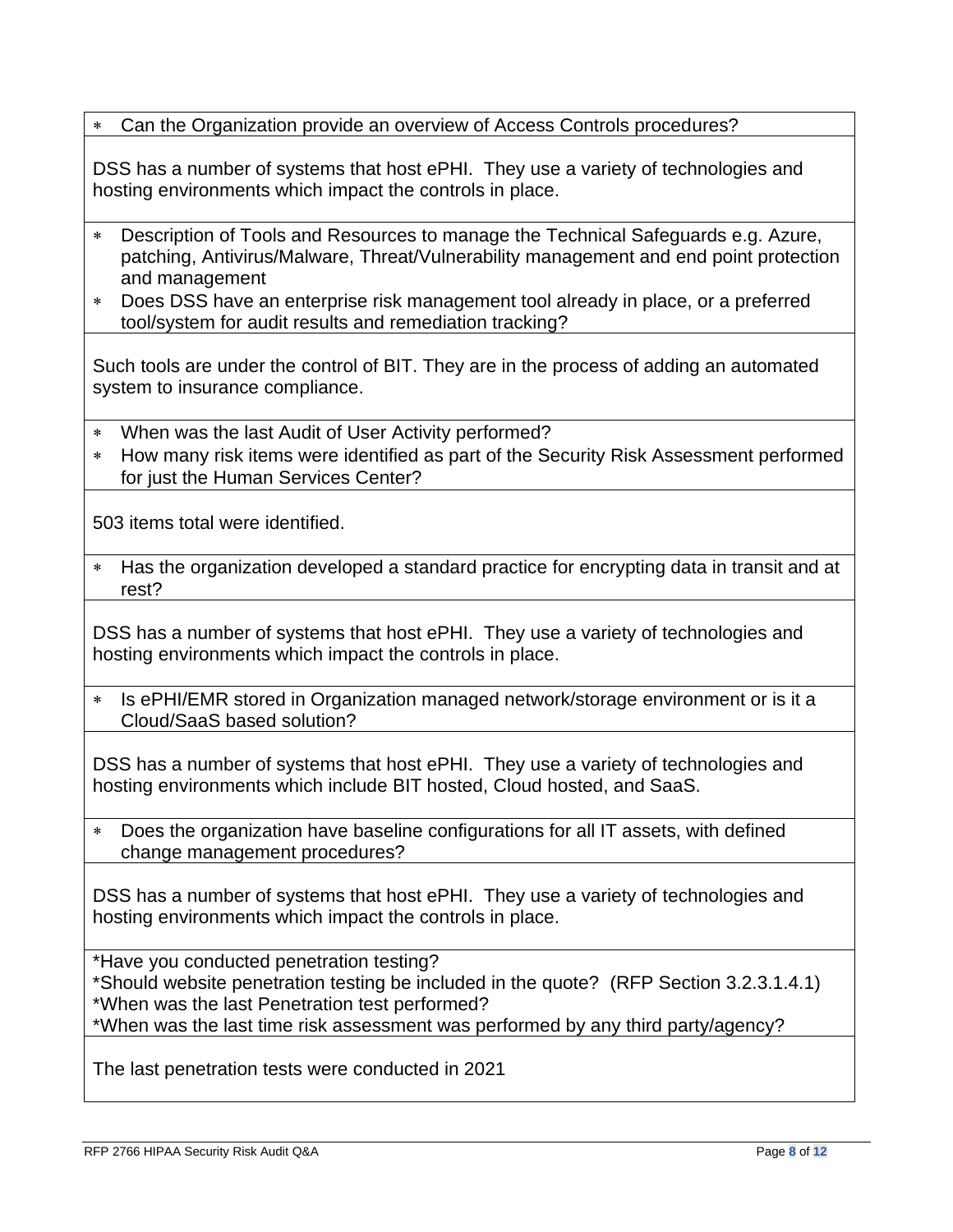- Can the Organization provide an overview of Access Controls procedures?

DSS has a number of systems that host ePHI. They use a variety of technologies and hosting environments which impact the controls in place.

- Description of Tools and Resources to manage the Technical Safeguards e.g. Azure, patching, Antivirus/Malware, Threat/Vulnerability management and end point protection and management
- Does DSS have an enterprise risk management tool already in place, or a preferred tool/system for audit results and remediation tracking?

Such tools are under the control of BIT. They are in the process of adding an automated system to insurance compliance.

- When was the last Audit of User Activity performed?
- How many risk items were identified as part of the Security Risk Assessment performed for just the Human Services Center?

503 items total were identified.

- Has the organization developed a standard practice for encrypting data in transit and at rest?

DSS has a number of systems that host ePHI. They use a variety of technologies and hosting environments which impact the controls in place.

- Is ePHI/EMR stored in Organization managed network/storage environment or is it a Cloud/SaaS based solution?

DSS has a number of systems that host ePHI. They use a variety of technologies and hosting environments which include BIT hosted, Cloud hosted, and SaaS.

- Does the organization have baseline configurations for all IT assets, with defined change management procedures?

DSS has a number of systems that host ePHI. They use a variety of technologies and hosting environments which impact the controls in place.

*Have you conducted penetration testing?
*Should website penetration testing be included in the quote? (RFP Section 3.2.3.1.4.1)
*When was the last Penetration test performed?
*When was the last time risk assessment was performed by any third party/agency?

The last penetration tests were conducted in 2021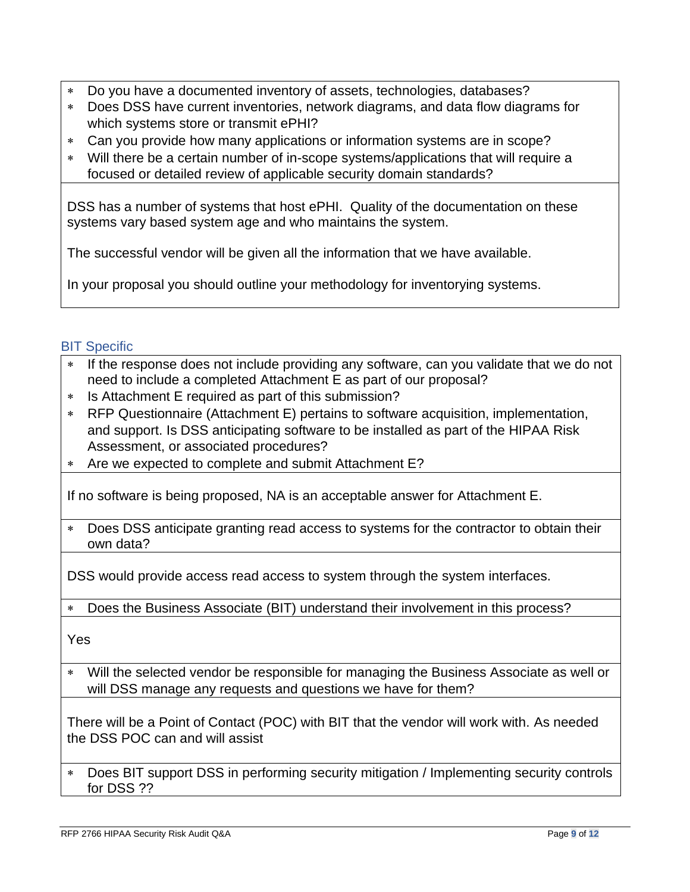* Do you have a documented inventory of assets, technologies, databases?
* Does DSS have current inventories, network diagrams, and data flow diagrams for which systems store or transmit ePHI?
* Can you provide how many applications or information systems are in scope?
* Will there be a certain number of in-scope systems/applications that will require a focused or detailed review of applicable security domain standards?

DSS has a number of systems that host ePHI. Quality of the documentation on these systems vary based system age and who maintains the system.

The successful vendor will be given all the information that we have available.

In your proposal you should outline your methodology for inventorying systems.

## BIT Specific

* If the response does not include providing any software, can you validate that we do not need to include a completed Attachment E as part of our proposal?
* Is Attachment E required as part of this submission?
* RFP Questionnaire (Attachment E) pertains to software acquisition, implementation, and support. Is DSS anticipating software to be installed as part of the HIPAA Risk Assessment, or associated procedures?
* Are we expected to complete and submit Attachment E?

If no software is being proposed, NA is an acceptable answer for Attachment E.

* Does DSS anticipate granting read access to systems for the contractor to obtain their own data?

DSS would provide access read access to system through the system interfaces.

* Does the Business Associate (BIT) understand their involvement in this process?

Yes

* Will the selected vendor be responsible for managing the Business Associate as well or will DSS manage any requests and questions we have for them?

There will be a Point of Contact (POC) with BIT that the vendor will work with. As needed the DSS POC can and will assist

* Does BIT support DSS in performing security mitigation / Implementing security controls for DSS ??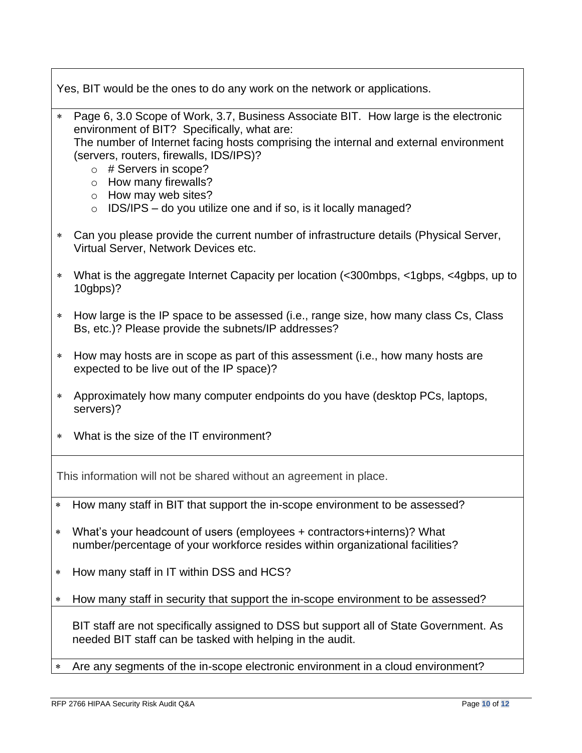Yes, BIT would be the ones to do any work on the network or applications.

- Page 6, 3.0 Scope of Work, 3.7, Business Associate BIT. How large is the electronic environment of BIT? Specifically, what are:
  The number of Internet facing hosts comprising the internal and external environment (servers, routers, firewalls, IDS/IPS)?
    - # Servers in scope?
    - How many firewalls?
    - How may web sites?
    - IDS/IPS – do you utilize one and if so, is it locally managed?
- Can you please provide the current number of infrastructure details (Physical Server, Virtual Server, Network Devices etc.
- What is the aggregate Internet Capacity per location (<300mbps, <1gbps, <4gbps, up to 10gbps)?
- How large is the IP space to be assessed (i.e., range size, how many class Cs, Class Bs, etc.)? Please provide the subnets/IP addresses?
- How may hosts are in scope as part of this assessment (i.e., how many hosts are expected to be live out of the IP space)?
- Approximately how many computer endpoints do you have (desktop PCs, laptops, servers)?
- What is the size of the IT environment?

This information will not be shared without an agreement in place.

- How many staff in BIT that support the in-scope environment to be assessed?
- What's your headcount of users (employees + contractors+interns)? What number/percentage of your workforce resides within organizational facilities?
- How many staff in IT within DSS and HCS?
- How many staff in security that support the in-scope environment to be assessed?

BIT staff are not specifically assigned to DSS but support all of State Government. As needed BIT staff can be tasked with helping in the audit.

- Are any segments of the in-scope electronic environment in a cloud environment?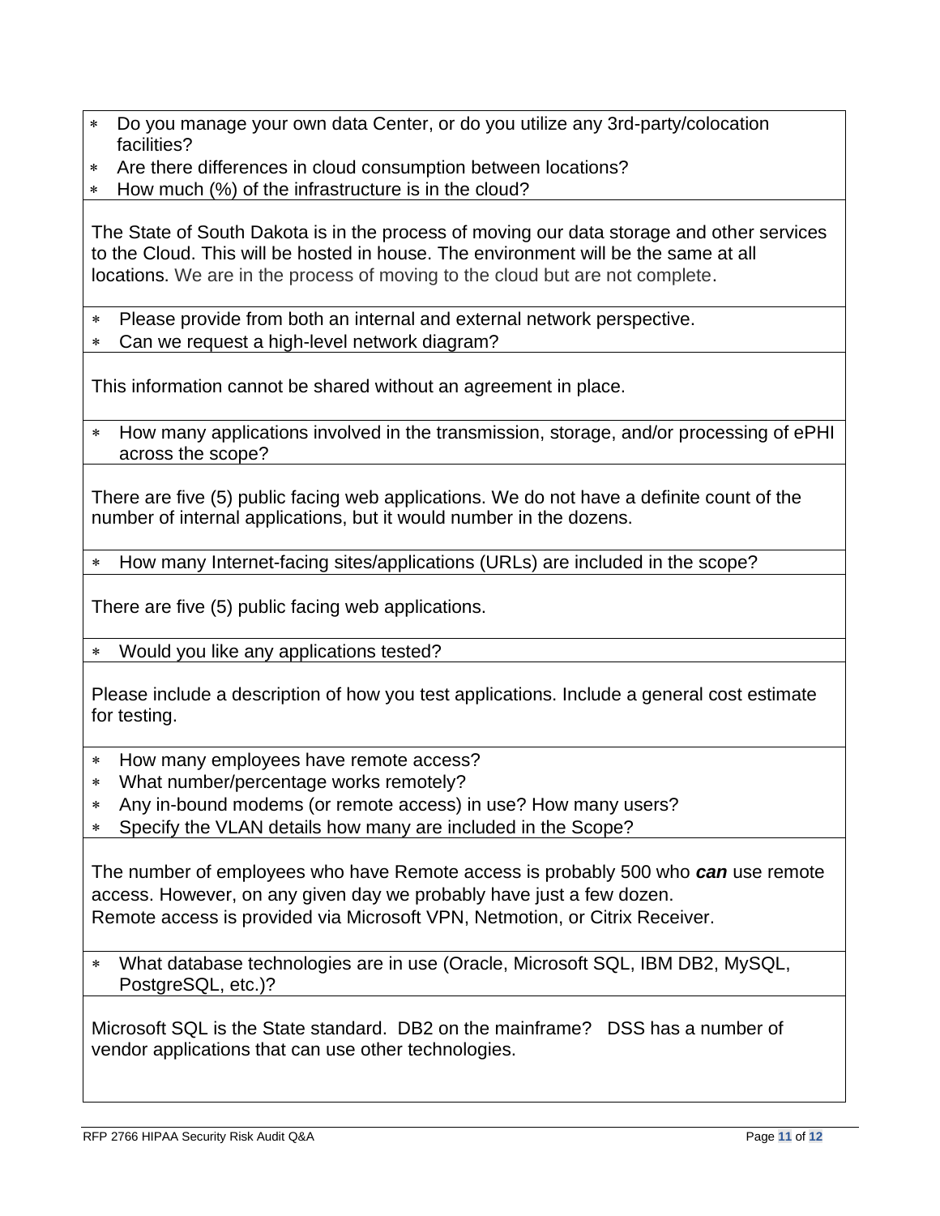- Do you manage your own data Center, or do you utilize any 3rd-party/colocation facilities?
- Are there differences in cloud consumption between locations?
- How much (%) of the infrastructure is in the cloud?

The State of South Dakota is in the process of moving our data storage and other services to the Cloud. This will be hosted in house. The environment will be the same at all locations. We are in the process of moving to the cloud but are not complete.

- Please provide from both an internal and external network perspective.
- Can we request a high-level network diagram?

This information cannot be shared without an agreement in place.

- How many applications involved in the transmission, storage, and/or processing of ePHI across the scope?

There are five (5) public facing web applications. We do not have a definite count of the number of internal applications, but it would number in the dozens.

- How many Internet-facing sites/applications (URLs) are included in the scope?

There are five (5) public facing web applications.

- Would you like any applications tested?

Please include a description of how you test applications. Include a general cost estimate for testing.

- How many employees have remote access?
- What number/percentage works remotely?
- Any in-bound modems (or remote access) in use? How many users?
- Specify the VLAN details how many are included in the Scope?

The number of employees who have Remote access is probably 500 who ***can*** use remote access. However, on any given day we probably have just a few dozen.
Remote access is provided via Microsoft VPN, Netmotion, or Citrix Receiver.

- What database technologies are in use (Oracle, Microsoft SQL, IBM DB2, MySQL, PostgreSQL, etc.)?

Microsoft SQL is the State standard. DB2 on the mainframe? DSS has a number of vendor applications that can use other technologies.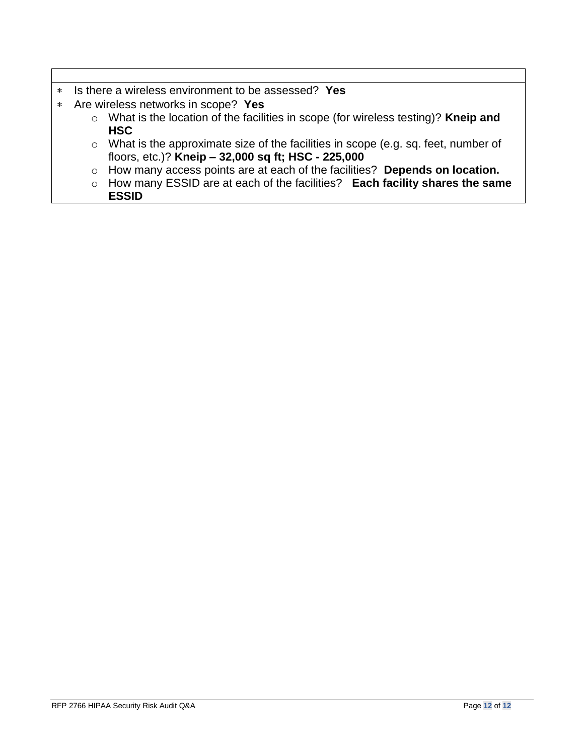- Is there a wireless environment to be assessed? **Yes**
- Are wireless networks in scope? **Yes**
  - What is the location of the facilities in scope (for wireless testing)? **Kneip and HSC**
  - What is the approximate size of the facilities in scope (e.g. sq. feet, number of floors, etc.)? **Kneip – 32,000 sq ft; HSC - 225,000**
  - How many access points are at each of the facilities? **Depends on location.**
  - How many ESSID are at each of the facilities? **Each facility shares the same ESSID**